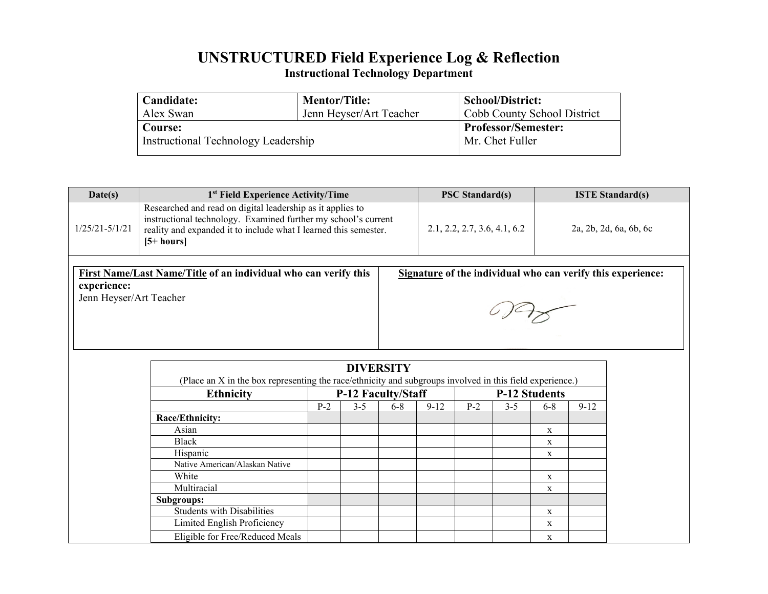# UNSTRUCTURED Field Experience Log & Reflection

## Instructional Technology Department

| **Candidate:** Alex Swan | **Mentor/Title:** Jenn Heyser/Art Teacher | **School/District:** Cobb County School District |
|---|---|---|
| **Course:** Instructional Technology Leadership | | **Professor/Semester:** Mr. Chet Fuller |

| Date(s) | 1st Field Experience Activity/Time | PSC Standard(s) | ISTE Standard(s) |
|---|---|---|---|
| 1/25/21-5/1/21 | Researched and read on digital leadership as it applies to instructional technology. Examined further my school's current reality and expanded it to include what I learned this semester. **[5+ hours]** | 2.1, 2.2, 2.7, 3.6, 4.1, 6.2 | 2a, 2b, 2d, 6a, 6b, 6c |

| **First Name/Last Name/Title** of an individual who can verify this experience: | **Signature** of the individual who can verify this experience: |
|---|---|
| Jenn Heyser/Art Teacher | |

**DIVERSITY**

(Place an X in the box representing the race/ethnicity and subgroups involved in this field experience.)

| Ethnicity | P-12 Faculty/Staff | | | | P-12 Students | | | |
|---|---|---|---|---|---|---|---|---|
| | P-2 | 3-5 | 6-8 | 9-12 | P-2 | 3-5 | 6-8 | 9-12 |
| **Race/Ethnicity:** | | | | | | | | |
| Asian | | | | | | | x | |
| Black | | | | | | | x | |
| Hispanic | | | | | | | x | |
| Native American/Alaskan Native | | | | | | | | |
| White | | | | | | | x | |
| Multiracial | | | | | | | x | |
| **Subgroups:** | | | | | | | | |
| Students with Disabilities | | | | | | | x | |
| Limited English Proficiency | | | | | | | x | |
| Eligible for Free/Reduced Meals | | | | | | | x | |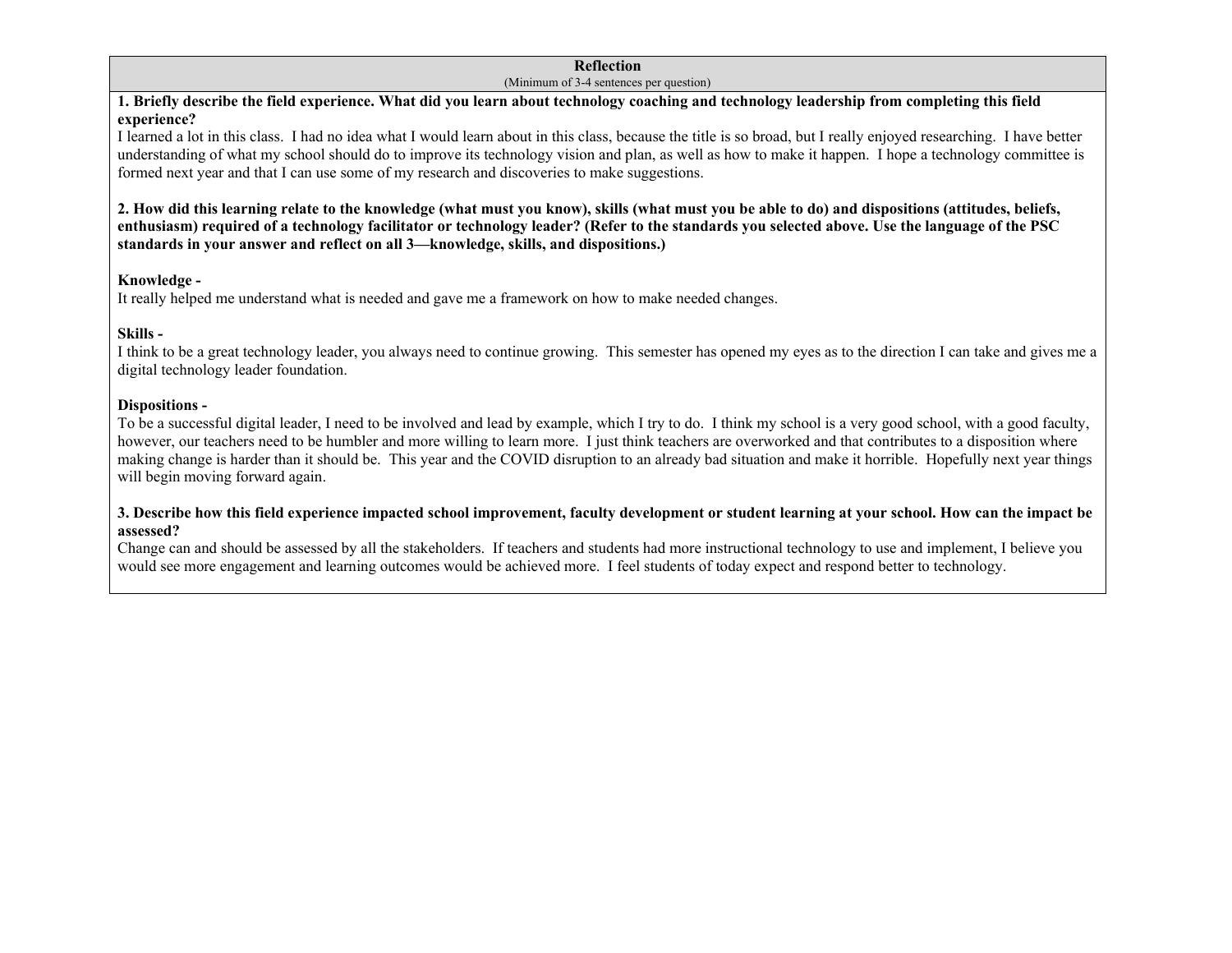## Reflection

(Minimum of 3-4 sentences per question)

**1. Briefly describe the field experience. What did you learn about technology coaching and technology leadership from completing this field experience?**

I learned a lot in this class. I had no idea what I would learn about in this class, because the title is so broad, but I really enjoyed researching. I have better understanding of what my school should do to improve its technology vision and plan, as well as how to make it happen. I hope a technology committee is formed next year and that I can use some of my research and discoveries to make suggestions.

**2. How did this learning relate to the knowledge (what must you know), skills (what must you be able to do) and dispositions (attitudes, beliefs, enthusiasm) required of a technology facilitator or technology leader? (Refer to the standards you selected above. Use the language of the PSC standards in your answer and reflect on all 3—knowledge, skills, and dispositions.)**

**Knowledge -**

It really helped me understand what is needed and gave me a framework on how to make needed changes.

**Skills -**

I think to be a great technology leader, you always need to continue growing. This semester has opened my eyes as to the direction I can take and gives me a digital technology leader foundation.

**Dispositions -**

To be a successful digital leader, I need to be involved and lead by example, which I try to do. I think my school is a very good school, with a good faculty, however, our teachers need to be humbler and more willing to learn more. I just think teachers are overworked and that contributes to a disposition where making change is harder than it should be. This year and the COVID disruption to an already bad situation and make it horrible. Hopefully next year things will begin moving forward again.

**3. Describe how this field experience impacted school improvement, faculty development or student learning at your school. How can the impact be assessed?**

Change can and should be assessed by all the stakeholders. If teachers and students had more instructional technology to use and implement, I believe you would see more engagement and learning outcomes would be achieved more. I feel students of today expect and respond better to technology.